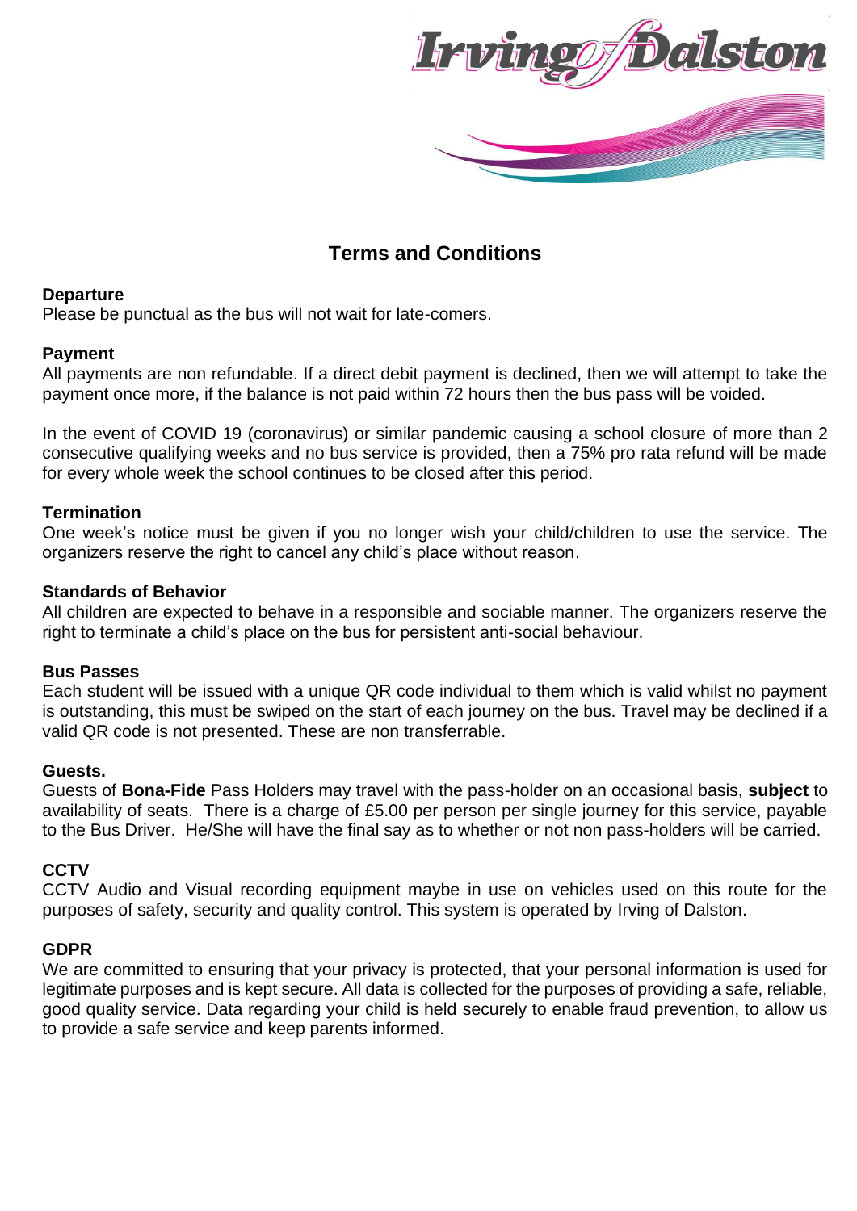# Terms and Conditions

**Departure**

Please be punctual as the bus will not wait for late-comers.

**Payment**

All payments are non refundable. If a direct debit payment is declined, then we will attempt to take the payment once more, if the balance is not paid within 72 hours then the bus pass will be voided.

In the event of COVID 19 (coronavirus) or similar pandemic causing a school closure of more than 2 consecutive qualifying weeks and no bus service is provided, then a 75% pro rata refund will be made for every whole week the school continues to be closed after this period.

**Termination**

One week's notice must be given if you no longer wish your child/children to use the service. The organizers reserve the right to cancel any child's place without reason.

**Standards of Behavior**

All children are expected to behave in a responsible and sociable manner. The organizers reserve the right to terminate a child's place on the bus for persistent anti-social behaviour.

**Bus Passes**

Each student will be issued with a unique QR code individual to them which is valid whilst no payment is outstanding, this must be swiped on the start of each journey on the bus. Travel may be declined if a valid QR code is not presented. These are non transferrable.

**Guests.**

Guests of **Bona-Fide** Pass Holders may travel with the pass-holder on an occasional basis, **subject** to availability of seats. There is a charge of £5.00 per person per single journey for this service, payable to the Bus Driver. He/She will have the final say as to whether or not non pass-holders will be carried.

**CCTV**

CCTV Audio and Visual recording equipment maybe in use on vehicles used on this route for the purposes of safety, security and quality control. This system is operated by Irving of Dalston.

**GDPR**

We are committed to ensuring that your privacy is protected, that your personal information is used for legitimate purposes and is kept secure. All data is collected for the purposes of providing a safe, reliable, good quality service. Data regarding your child is held securely to enable fraud prevention, to allow us to provide a safe service and keep parents informed.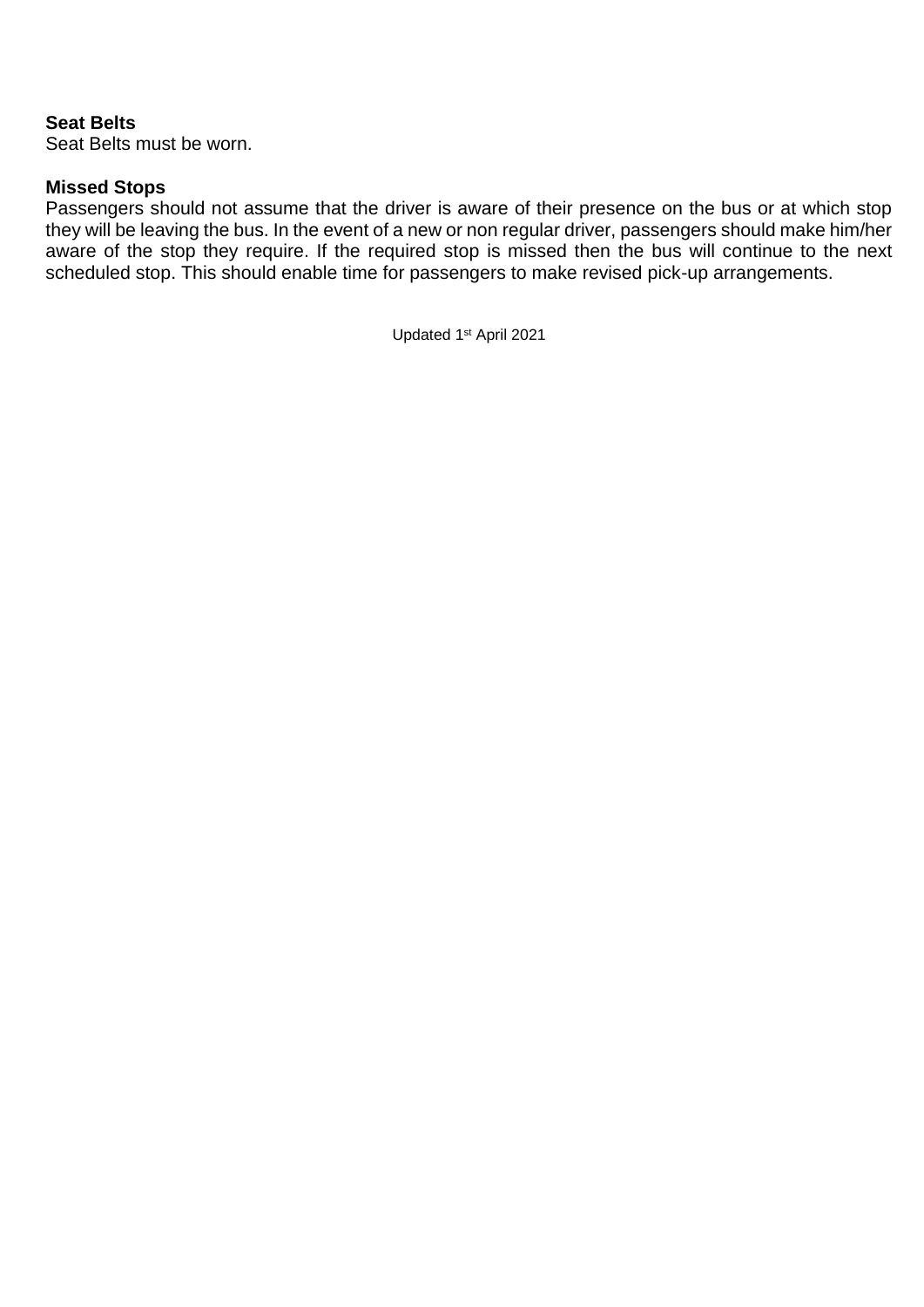**Seat Belts**

Seat Belts must be worn.

**Missed Stops**

Passengers should not assume that the driver is aware of their presence on the bus or at which stop they will be leaving the bus. In the event of a new or non regular driver, passengers should make him/her aware of the stop they require. If the required stop is missed then the bus will continue to the next scheduled stop. This should enable time for passengers to make revised pick-up arrangements.

Updated 1st April 2021